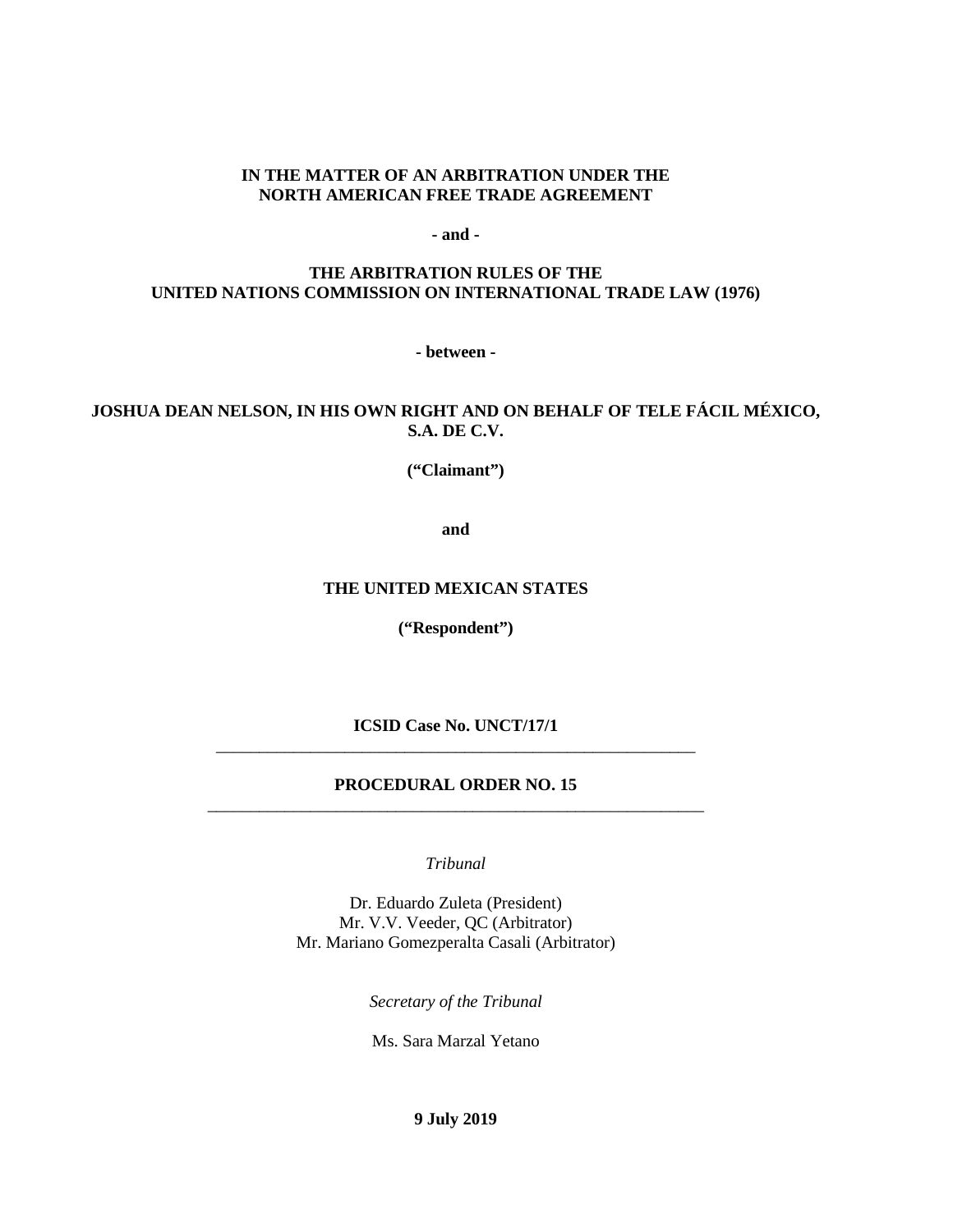**IN THE MATTER OF AN ARBITRATION UNDER THE NORTH AMERICAN FREE TRADE AGREEMENT**

**- and -**

**THE ARBITRATION RULES OF THE UNITED NATIONS COMMISSION ON INTERNATIONAL TRADE LAW (1976)**

**- between -**

**JOSHUA DEAN NELSON, IN HIS OWN RIGHT AND ON BEHALF OF TELE FÁCIL MÉXICO, S.A. DE C.V.**

**("Claimant")**

**and**

**THE UNITED MEXICAN STATES**

**("Respondent")**

**ICSID Case No. UNCT/17/1**

---

**PROCEDURAL ORDER NO. 15**

---

*Tribunal*

Dr. Eduardo Zuleta (President)
Mr. V.V. Veeder, QC (Arbitrator)
Mr. Mariano Gomezperalta Casali (Arbitrator)

*Secretary of the Tribunal*

Ms. Sara Marzal Yetano

**9 July 2019**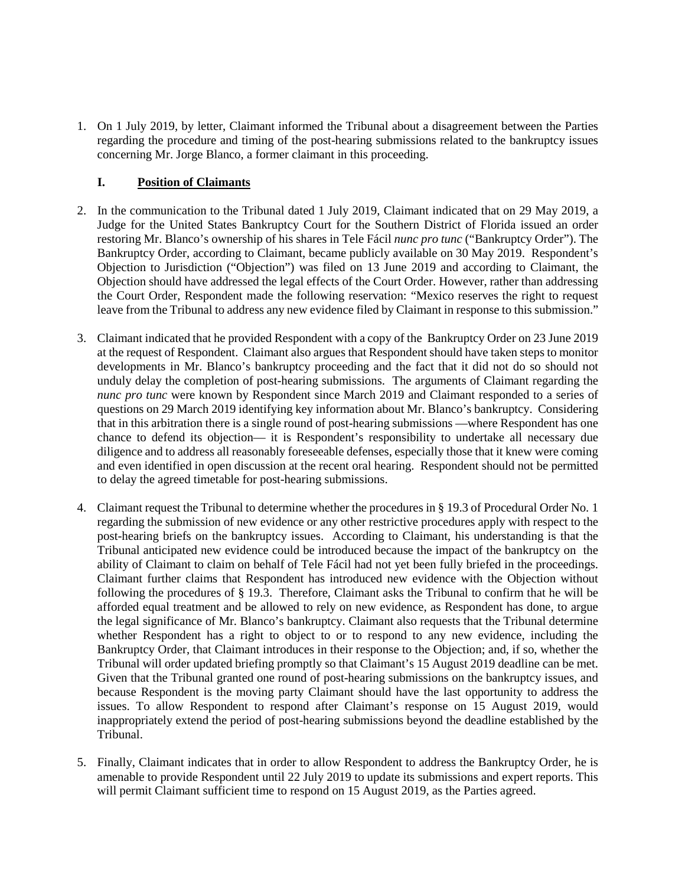1. On 1 July 2019, by letter, Claimant informed the Tribunal about a disagreement between the Parties regarding the procedure and timing of the post-hearing submissions related to the bankruptcy issues concerning Mr. Jorge Blanco, a former claimant in this proceeding.

## I. Position of Claimants

2. In the communication to the Tribunal dated 1 July 2019, Claimant indicated that on 29 May 2019, a Judge for the United States Bankruptcy Court for the Southern District of Florida issued an order restoring Mr. Blanco's ownership of his shares in Tele Fácil *nunc pro tunc* ("Bankruptcy Order"). The Bankruptcy Order, according to Claimant, became publicly available on 30 May 2019. Respondent's Objection to Jurisdiction ("Objection") was filed on 13 June 2019 and according to Claimant, the Objection should have addressed the legal effects of the Court Order. However, rather than addressing the Court Order, Respondent made the following reservation: "Mexico reserves the right to request leave from the Tribunal to address any new evidence filed by Claimant in response to this submission."

3. Claimant indicated that he provided Respondent with a copy of the Bankruptcy Order on 23 June 2019 at the request of Respondent. Claimant also argues that Respondent should have taken steps to monitor developments in Mr. Blanco's bankruptcy proceeding and the fact that it did not do so should not unduly delay the completion of post-hearing submissions. The arguments of Claimant regarding the *nunc pro tunc* were known by Respondent since March 2019 and Claimant responded to a series of questions on 29 March 2019 identifying key information about Mr. Blanco's bankruptcy. Considering that in this arbitration there is a single round of post-hearing submissions —where Respondent has one chance to defend its objection— it is Respondent's responsibility to undertake all necessary due diligence and to address all reasonably foreseeable defenses, especially those that it knew were coming and even identified in open discussion at the recent oral hearing. Respondent should not be permitted to delay the agreed timetable for post-hearing submissions.

4. Claimant request the Tribunal to determine whether the procedures in § 19.3 of Procedural Order No. 1 regarding the submission of new evidence or any other restrictive procedures apply with respect to the post-hearing briefs on the bankruptcy issues. According to Claimant, his understanding is that the Tribunal anticipated new evidence could be introduced because the impact of the bankruptcy on the ability of Claimant to claim on behalf of Tele Fácil had not yet been fully briefed in the proceedings. Claimant further claims that Respondent has introduced new evidence with the Objection without following the procedures of § 19.3. Therefore, Claimant asks the Tribunal to confirm that he will be afforded equal treatment and be allowed to rely on new evidence, as Respondent has done, to argue the legal significance of Mr. Blanco's bankruptcy. Claimant also requests that the Tribunal determine whether Respondent has a right to object to or to respond to any new evidence, including the Bankruptcy Order, that Claimant introduces in their response to the Objection; and, if so, whether the Tribunal will order updated briefing promptly so that Claimant's 15 August 2019 deadline can be met. Given that the Tribunal granted one round of post-hearing submissions on the bankruptcy issues, and because Respondent is the moving party Claimant should have the last opportunity to address the issues. To allow Respondent to respond after Claimant's response on 15 August 2019, would inappropriately extend the period of post-hearing submissions beyond the deadline established by the Tribunal.

5. Finally, Claimant indicates that in order to allow Respondent to address the Bankruptcy Order, he is amenable to provide Respondent until 22 July 2019 to update its submissions and expert reports. This will permit Claimant sufficient time to respond on 15 August 2019, as the Parties agreed.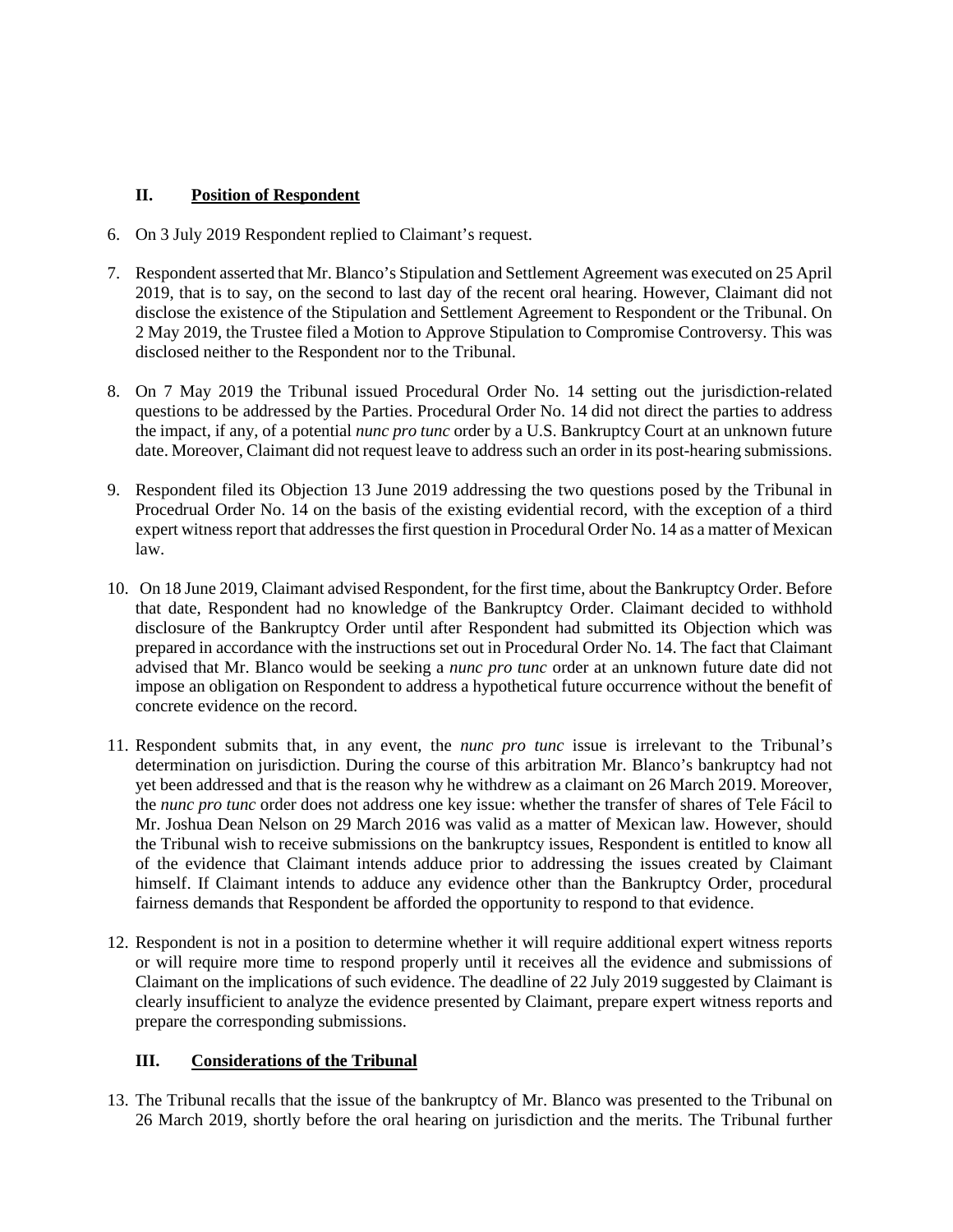## II. Position of Respondent

6. On 3 July 2019 Respondent replied to Claimant's request.

7. Respondent asserted that Mr. Blanco's Stipulation and Settlement Agreement was executed on 25 April 2019, that is to say, on the second to last day of the recent oral hearing. However, Claimant did not disclose the existence of the Stipulation and Settlement Agreement to Respondent or the Tribunal. On 2 May 2019, the Trustee filed a Motion to Approve Stipulation to Compromise Controversy. This was disclosed neither to the Respondent nor to the Tribunal.

8. On 7 May 2019 the Tribunal issued Procedural Order No. 14 setting out the jurisdiction-related questions to be addressed by the Parties. Procedural Order No. 14 did not direct the parties to address the impact, if any, of a potential *nunc pro tunc* order by a U.S. Bankruptcy Court at an unknown future date. Moreover, Claimant did not request leave to address such an order in its post-hearing submissions.

9. Respondent filed its Objection 13 June 2019 addressing the two questions posed by the Tribunal in Procedrual Order No. 14 on the basis of the existing evidential record, with the exception of a third expert witness report that addresses the first question in Procedural Order No. 14 as a matter of Mexican law.

10. On 18 June 2019, Claimant advised Respondent, for the first time, about the Bankruptcy Order. Before that date, Respondent had no knowledge of the Bankruptcy Order. Claimant decided to withhold disclosure of the Bankruptcy Order until after Respondent had submitted its Objection which was prepared in accordance with the instructions set out in Procedural Order No. 14. The fact that Claimant advised that Mr. Blanco would be seeking a *nunc pro tunc* order at an unknown future date did not impose an obligation on Respondent to address a hypothetical future occurrence without the benefit of concrete evidence on the record.

11. Respondent submits that, in any event, the *nunc pro tunc* issue is irrelevant to the Tribunal's determination on jurisdiction. During the course of this arbitration Mr. Blanco's bankruptcy had not yet been addressed and that is the reason why he withdrew as a claimant on 26 March 2019. Moreover, the *nunc pro tunc* order does not address one key issue: whether the transfer of shares of Tele Fácil to Mr. Joshua Dean Nelson on 29 March 2016 was valid as a matter of Mexican law. However, should the Tribunal wish to receive submissions on the bankruptcy issues, Respondent is entitled to know all of the evidence that Claimant intends adduce prior to addressing the issues created by Claimant himself. If Claimant intends to adduce any evidence other than the Bankruptcy Order, procedural fairness demands that Respondent be afforded the opportunity to respond to that evidence.

12. Respondent is not in a position to determine whether it will require additional expert witness reports or will require more time to respond properly until it receives all the evidence and submissions of Claimant on the implications of such evidence. The deadline of 22 July 2019 suggested by Claimant is clearly insufficient to analyze the evidence presented by Claimant, prepare expert witness reports and prepare the corresponding submissions.

## III. Considerations of the Tribunal

13. The Tribunal recalls that the issue of the bankruptcy of Mr. Blanco was presented to the Tribunal on 26 March 2019, shortly before the oral hearing on jurisdiction and the merits. The Tribunal further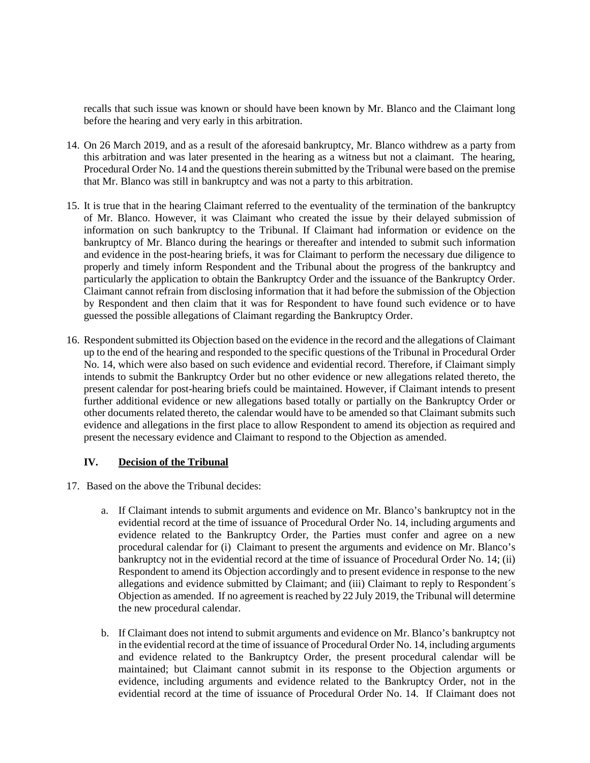recalls that such issue was known or should have been known by Mr. Blanco and the Claimant long before the hearing and very early in this arbitration.

14. On 26 March 2019, and as a result of the aforesaid bankruptcy, Mr. Blanco withdrew as a party from this arbitration and was later presented in the hearing as a witness but not a claimant. The hearing, Procedural Order No. 14 and the questions therein submitted by the Tribunal were based on the premise that Mr. Blanco was still in bankruptcy and was not a party to this arbitration.

15. It is true that in the hearing Claimant referred to the eventuality of the termination of the bankruptcy of Mr. Blanco. However, it was Claimant who created the issue by their delayed submission of information on such bankruptcy to the Tribunal. If Claimant had information or evidence on the bankruptcy of Mr. Blanco during the hearings or thereafter and intended to submit such information and evidence in the post-hearing briefs, it was for Claimant to perform the necessary due diligence to properly and timely inform Respondent and the Tribunal about the progress of the bankruptcy and particularly the application to obtain the Bankruptcy Order and the issuance of the Bankruptcy Order. Claimant cannot refrain from disclosing information that it had before the submission of the Objection by Respondent and then claim that it was for Respondent to have found such evidence or to have guessed the possible allegations of Claimant regarding the Bankruptcy Order.

16. Respondent submitted its Objection based on the evidence in the record and the allegations of Claimant up to the end of the hearing and responded to the specific questions of the Tribunal in Procedural Order No. 14, which were also based on such evidence and evidential record. Therefore, if Claimant simply intends to submit the Bankruptcy Order but no other evidence or new allegations related thereto, the present calendar for post-hearing briefs could be maintained. However, if Claimant intends to present further additional evidence or new allegations based totally or partially on the Bankruptcy Order or other documents related thereto, the calendar would have to be amended so that Claimant submits such evidence and allegations in the first place to allow Respondent to amend its objection as required and present the necessary evidence and Claimant to respond to the Objection as amended.

## IV. Decision of the Tribunal

17. Based on the above the Tribunal decides:

    a. If Claimant intends to submit arguments and evidence on Mr. Blanco's bankruptcy not in the evidential record at the time of issuance of Procedural Order No. 14, including arguments and evidence related to the Bankruptcy Order, the Parties must confer and agree on a new procedural calendar for (i) Claimant to present the arguments and evidence on Mr. Blanco's bankruptcy not in the evidential record at the time of issuance of Procedural Order No. 14; (ii) Respondent to amend its Objection accordingly and to present evidence in response to the new allegations and evidence submitted by Claimant; and (iii) Claimant to reply to Respondent´s Objection as amended. If no agreement is reached by 22 July 2019, the Tribunal will determine the new procedural calendar.

    b. If Claimant does not intend to submit arguments and evidence on Mr. Blanco's bankruptcy not in the evidential record at the time of issuance of Procedural Order No. 14, including arguments and evidence related to the Bankruptcy Order, the present procedural calendar will be maintained; but Claimant cannot submit in its response to the Objection arguments or evidence, including arguments and evidence related to the Bankruptcy Order, not in the evidential record at the time of issuance of Procedural Order No. 14. If Claimant does not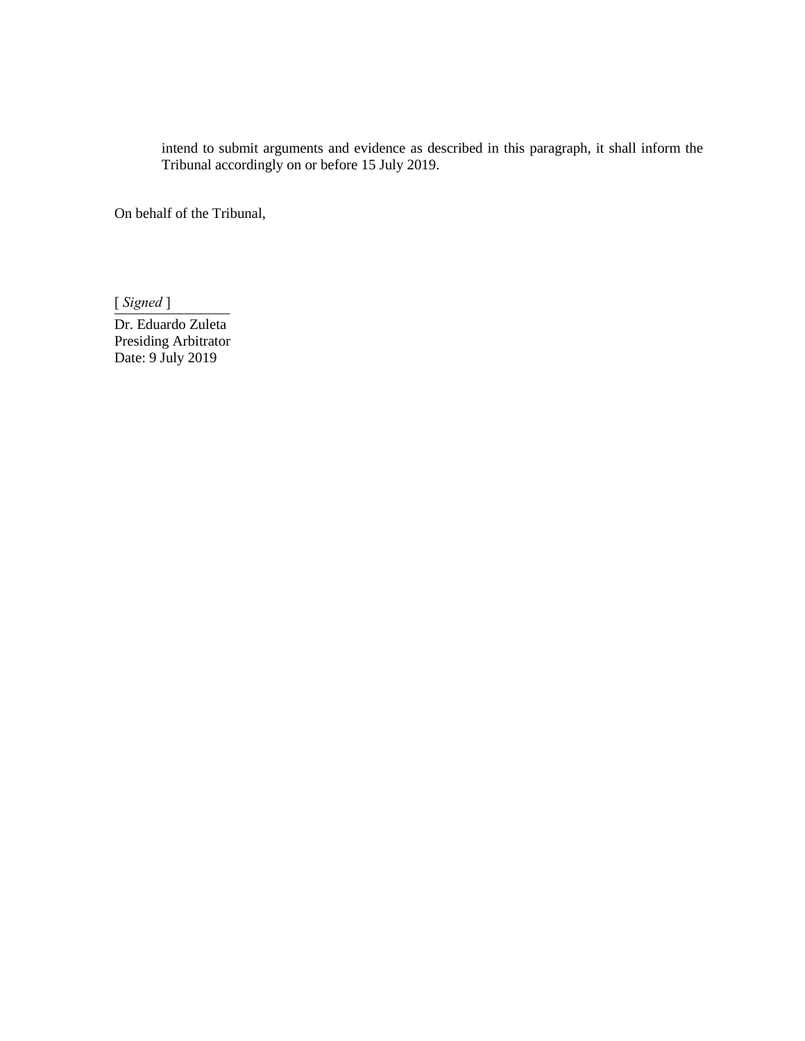intend to submit arguments and evidence as described in this paragraph, it shall inform the Tribunal accordingly on or before 15 July 2019.

On behalf of the Tribunal,

[ *Signed* ]

Dr. Eduardo Zuleta
Presiding Arbitrator
Date: 9 July 2019